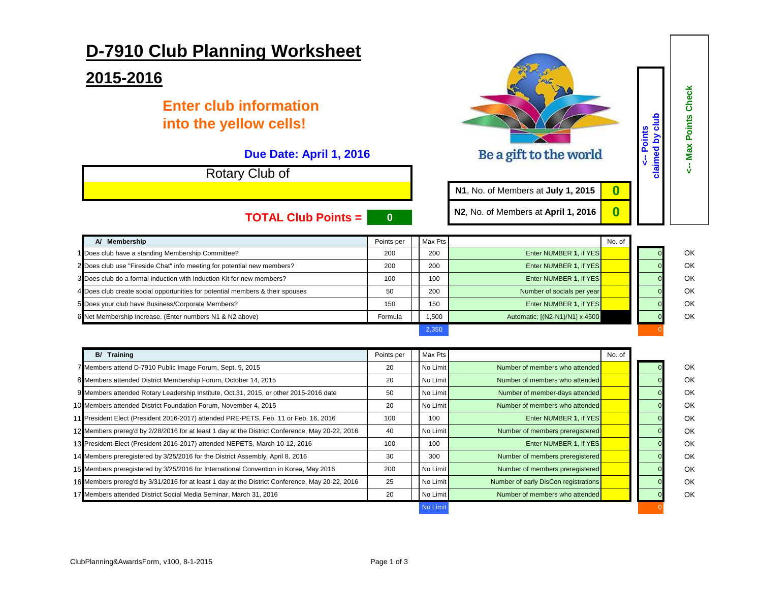# D-7910 Club Planning Worksheet

## 2015-2016

**Enter club information into the yellow cells!**

**Due Date: April 1, 2016**

Be a gift to the world

Rotary Club of

| | |
|---|---|
| **N1**, No. of Members at **July 1, 2015** | **0** |
| **N2**, No. of Members at **April 1, 2016** | **0** |

**TOTAL Club Points = 0**

| # | A/ Membership | Points per | Max Pts | | No. of | <-- Points claimed by club | <-- Max Points Check |
|---|---|---|---|---|---|---|---|
| 1 | Does club have a standing Membership Committee? | 200 | 200 | Enter NUMBER **1**, if YES | | 0 | OK |
| 2 | Does club use "Fireside Chat" info meeting for potential new members? | 200 | 200 | Enter NUMBER **1**, if YES | | 0 | OK |
| 3 | Does club do a formal induction with Induction Kit for new members? | 100 | 100 | Enter NUMBER **1**, if YES | | 0 | OK |
| 4 | Does club create social opportunities for potential members & their spouses | 50 | 200 | Number of socials per year | | 0 | OK |
| 5 | Does your club have Business/Corporate Members? | 150 | 150 | Enter NUMBER **1**, if YES | | 0 | OK |
| 6 | Net Membership Increase. (Enter numbers N1 & N2 above) | Formula | 1,500 | Automatic; [(N2-N1)/N1] x 4500 | | 0 | OK |
| | | | 2,350 | | | 0 | |

| # | B/ Training | Points per | Max Pts | | No. of | <-- Points claimed by club | <-- Max Points Check |
|---|---|---|---|---|---|---|---|
| 7 | Members attend D-7910 Public Image Forum, Sept. 9, 2015 | 20 | No Limit | Number of members who attended | | 0 | OK |
| 8 | Members attended District Membership Forum, October 14, 2015 | 20 | No Limit | Number of members who attended | | 0 | OK |
| 9 | Members attended Rotary Leadership Institute, Oct.31, 2015, or other 2015-2016 date | 50 | No Limit | Number of member-days attended | | 0 | OK |
| 10 | Members attended District Foundation Forum, November 4, 2015 | 20 | No Limit | Number of members who attended | | 0 | OK |
| 11 | President Elect (President 2016-2017) attended PRE-PETS, Feb. 11 or Feb. 16, 2016 | 100 | 100 | Enter NUMBER **1**, if YES | | 0 | OK |
| 12 | Members prereg'd by 2/28/2016 for at least 1 day at the District Conference, May 20-22, 2016 | 40 | No Limit | Number of members preregistered | | 0 | OK |
| 13 | President-Elect (President 2016-2017) attended NEPETS, March 10-12, 2016 | 100 | 100 | Enter NUMBER **1**, if YES | | 0 | OK |
| 14 | Members preregistered by 3/25/2016 for the District Assembly, April 8, 2016 | 30 | 300 | Number of members preregistered | | 0 | OK |
| 15 | Members preregistered by 3/25/2016 for International Convention in Korea, May 2016 | 200 | No Limit | Number of members preregistered | | 0 | OK |
| 16 | Members prereg'd by 3/31/2016 for at least 1 day at the District Conference, May 20-22, 2016 | 25 | No Limit | Number of early DisCon registrations | | 0 | OK |
| 17 | Members attended District Social Media Seminar, March 31, 2016 | 20 | No Limit | Number of members who attended | | 0 | OK |
| | | | No Limit | | | 0 | |

ClubPlanning&AwardsForm, v100, 8-1-2015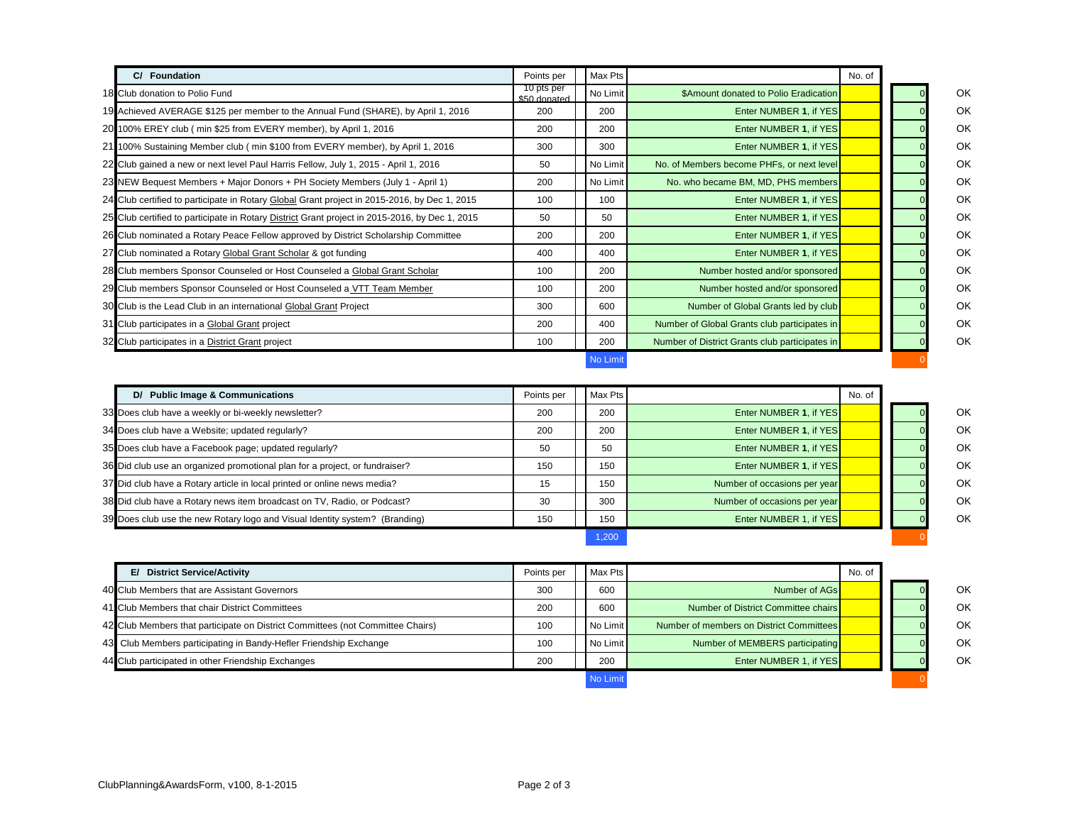| # | C/ Foundation | Points per | | Max Pts | | No. of | | |
|---|---|---|---|---|---|---|---|---|
| 18 | Club donation to Polio Fund | 10 pts per $50 donated | | No Limit | $Amount donated to Polio Eradication | | 0 | OK |
| 19 | Achieved AVERAGE $125 per member to the Annual Fund (SHARE), by April 1, 2016 | 200 | | 200 | Enter NUMBER **1**, if YES | | 0 | OK |
| 20 | 100% EREY club ( min $25 from EVERY member), by April 1, 2016 | 200 | | 200 | Enter NUMBER **1**, if YES | | 0 | OK |
| 21 | 100% Sustaining Member club ( min $100 from EVERY member), by April 1, 2016 | 300 | | 300 | Enter NUMBER **1**, if YES | | 0 | OK |
| 22 | Club gained a new or next level Paul Harris Fellow, July 1, 2015 - April 1, 2016 | 50 | | No Limit | No. of Members become PHFs, or next level | | 0 | OK |
| 23 | NEW Bequest Members + Major Donors + PH Society Members (July 1 - April 1) | 200 | | No Limit | No. who became BM, MD, PHS members | | 0 | OK |
| 24 | Club certified to participate in Rotary Global Grant project in 2015-2016, by Dec 1, 2015 | 100 | | 100 | Enter NUMBER **1**, if YES | | 0 | OK |
| 25 | Club certified to participate in Rotary District Grant project in 2015-2016, by Dec 1, 2015 | 50 | | 50 | Enter NUMBER **1**, if YES | | 0 | OK |
| 26 | Club nominated a Rotary Peace Fellow approved by District Scholarship Committee | 200 | | 200 | Enter NUMBER **1**, if YES | | 0 | OK |
| 27 | Club nominated a Rotary Global Grant Scholar & got funding | 400 | | 400 | Enter NUMBER **1**, if YES | | 0 | OK |
| 28 | Club members Sponsor Counseled or Host Counseled a Global Grant Scholar | 100 | | 200 | Number hosted and/or sponsored | | 0 | OK |
| 29 | Club members Sponsor Counseled or Host Counseled a VTT Team Member | 100 | | 200 | Number hosted and/or sponsored | | 0 | OK |
| 30 | Club is the Lead Club in an international Global Grant Project | 300 | | 600 | Number of Global Grants led by club | | 0 | OK |
| 31 | Club participates in a Global Grant project | 200 | | 400 | Number of Global Grants club participates in | | 0 | OK |
| 32 | Club participates in a District Grant project | 100 | | 200 | Number of District Grants club participates in | | 0 | OK |
| | | | | No Limit | | | 0 | |

| # | D/ Public Image & Communications | Points per | | Max Pts | | No. of | | |
|---|---|---|---|---|---|---|---|---|
| 33 | Does club have a weekly or bi-weekly newsletter? | 200 | | 200 | Enter NUMBER **1**, if YES | | 0 | OK |
| 34 | Does club have a Website; updated regularly? | 200 | | 200 | Enter NUMBER **1**, if YES | | 0 | OK |
| 35 | Does club have a Facebook page; updated regularly? | 50 | | 50 | Enter NUMBER **1**, if YES | | 0 | OK |
| 36 | Did club use an organized promotional plan for a project, or fundraiser? | 150 | | 150 | Enter NUMBER **1**, if YES | | 0 | OK |
| 37 | Did club have a Rotary article in local printed or online news media? | 15 | | 150 | Number of occasions per year | | 0 | OK |
| 38 | Did club have a Rotary news item broadcast on TV, Radio, or Podcast? | 30 | | 300 | Number of occasions per year | | 0 | OK |
| 39 | Does club use the new Rotary logo and Visual Identity system? (Branding) | 150 | | 150 | Enter NUMBER 1, if YES | | 0 | OK |
| | | | | 1,200 | | | 0 | |

| # | E/ District Service/Activity | Points per | | Max Pts | | No. of | | |
|---|---|---|---|---|---|---|---|---|
| 40 | Club Members that are Assistant Governors | 300 | | 600 | Number of AGs | | 0 | OK |
| 41 | Club Members that chair District Committees | 200 | | 600 | Number of District Committee chairs | | 0 | OK |
| 42 | Club Members that participate on District Committees (not Committee Chairs) | 100 | | No Limit | Number of members on District Committees | | 0 | OK |
| 43 | Club Members participating in Bandy-Hefler Friendship Exchange | 100 | | No Limit | Number of MEMBERS participating | | 0 | OK |
| 44 | Club participated in other Friendship Exchanges | 200 | | 200 | Enter NUMBER 1, if YES | | 0 | OK |
| | | | | No Limit | | | 0 | |

ClubPlanning&AwardsForm, v100, 8-1-2015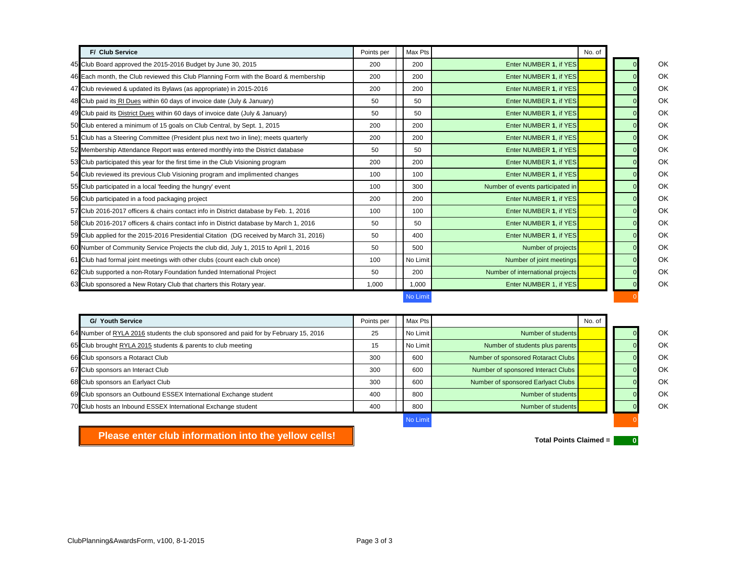| # | F/ Club Service | Points per | Max Pts | | No. of | | |
|---|---|---|---|---|---|---|---|
| 45 | Club Board approved the 2015-2016 Budget by June 30, 2015 | 200 | 200 | Enter NUMBER **1**, if YES | | 0 | OK |
| 46 | Each month, the Club reviewed this Club Planning Form with the Board & membership | 200 | 200 | Enter NUMBER **1**, if YES | | 0 | OK |
| 47 | Club reviewed & updated its Bylaws (as appropriate) in 2015-2016 | 200 | 200 | Enter NUMBER **1**, if YES | | 0 | OK |
| 48 | Club paid its RI Dues within 60 days of invoice date (July & January) | 50 | 50 | Enter NUMBER **1**, if YES | | 0 | OK |
| 49 | Club paid its District Dues within 60 days of invoice date (July & January) | 50 | 50 | Enter NUMBER **1**, if YES | | 0 | OK |
| 50 | Club entered a minimum of 15 goals on Club Central, by Sept. 1, 2015 | 200 | 200 | Enter NUMBER **1**, if YES | | 0 | OK |
| 51 | Club has a Steering Committee (President plus next two in line); meets quarterly | 200 | 200 | Enter NUMBER **1**, if YES | | 0 | OK |
| 52 | Membership Attendance Report was entered monthly into the District database | 50 | 50 | Enter NUMBER **1**, if YES | | 0 | OK |
| 53 | Club participated this year for the first time in the Club Visioning program | 200 | 200 | Enter NUMBER **1**, if YES | | 0 | OK |
| 54 | Club reviewed its previous Club Visioning program and implimented changes | 100 | 100 | Enter NUMBER **1**, if YES | | 0 | OK |
| 55 | Club participated in a local 'feeding the hungry' event | 100 | 300 | Number of events participated in | | 0 | OK |
| 56 | Club participated in a food packaging project | 200 | 200 | Enter NUMBER **1**, if YES | | 0 | OK |
| 57 | Club 2016-2017 officers & chairs contact info in District database by Feb. 1, 2016 | 100 | 100 | Enter NUMBER **1**, if YES | | 0 | OK |
| 58 | Club 2016-2017 officers & chairs contact info in District database by March 1, 2016 | 50 | 50 | Enter NUMBER **1**, if YES | | 0 | OK |
| 59 | Club applied for the 2015-2016 Presidential Citation (DG received by March 31, 2016) | 50 | 400 | Enter NUMBER **1**, if YES | | 0 | OK |
| 60 | Number of Community Service Projects the club did, July 1, 2015 to April 1, 2016 | 50 | 500 | Number of projects | | 0 | OK |
| 61 | Club had formal joint meetings with other clubs (count each club once) | 100 | No Limit | Number of joint meetings | | 0 | OK |
| 62 | Club supported a non-Rotary Foundation funded International Project | 50 | 200 | Number of international projects | | 0 | OK |
| 63 | Club sponsored a New Rotary Club that charters this Rotary year. | 1,000 | 1,000 | Enter NUMBER 1, if YES | | 0 | OK |
| | | | No Limit | | | 0 | |

| # | G/ Youth Service | Points per | Max Pts | | No. of | | |
|---|---|---|---|---|---|---|---|
| 64 | Number of RYLA 2016 students the club sponsored and paid for by February 15, 2016 | 25 | No Limit | Number of students | | 0 | OK |
| 65 | Club brought RYLA 2015 students & parents to club meeting | 15 | No Limit | Number of students plus parents | | 0 | OK |
| 66 | Club sponsors a Rotaract Club | 300 | 600 | Number of sponsored Rotaract Clubs | | 0 | OK |
| 67 | Club sponsors an Interact Club | 300 | 600 | Number of sponsored Interact Clubs | | 0 | OK |
| 68 | Club sponsors an Earlyact Club | 300 | 600 | Number of sponsored Earlyact Clubs | | 0 | OK |
| 69 | Club sponsors an Outbound ESSEX International Exchange student | 400 | 800 | Number of students | | 0 | OK |
| 70 | Club hosts an Inbound ESSEX International Exchange student | 400 | 800 | Number of students | | 0 | OK |
| | | | No Limit | | | 0 | |

**Please enter club information into the yellow cells!**

**Total Points Claimed = 0**

ClubPlanning&AwardsForm, v100, 8-1-2015